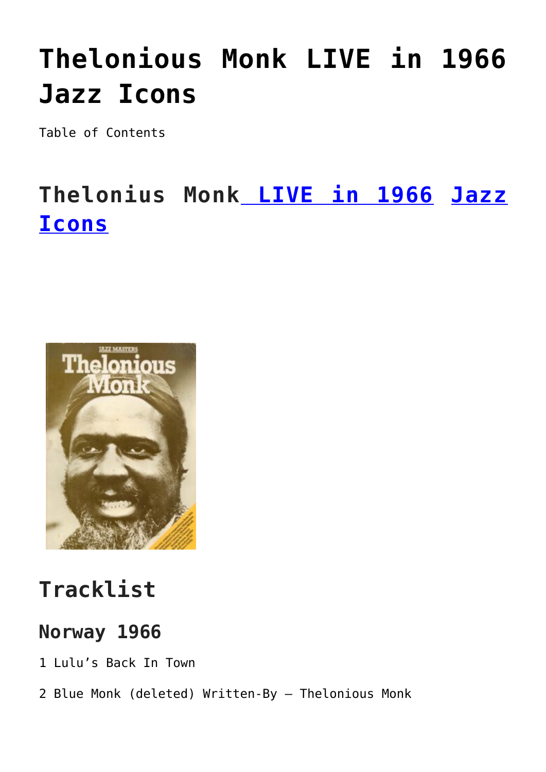# Thelonious Monk LIVE in 1966 Jazz Icons

Table of Contents

## Thelonius Monk LIVE in 1966 Jazz Icons

## Tracklist

### Norway 1966

1 Lulu's Back In Town

2 Blue Monk (deleted) Written-By – Thelonious Monk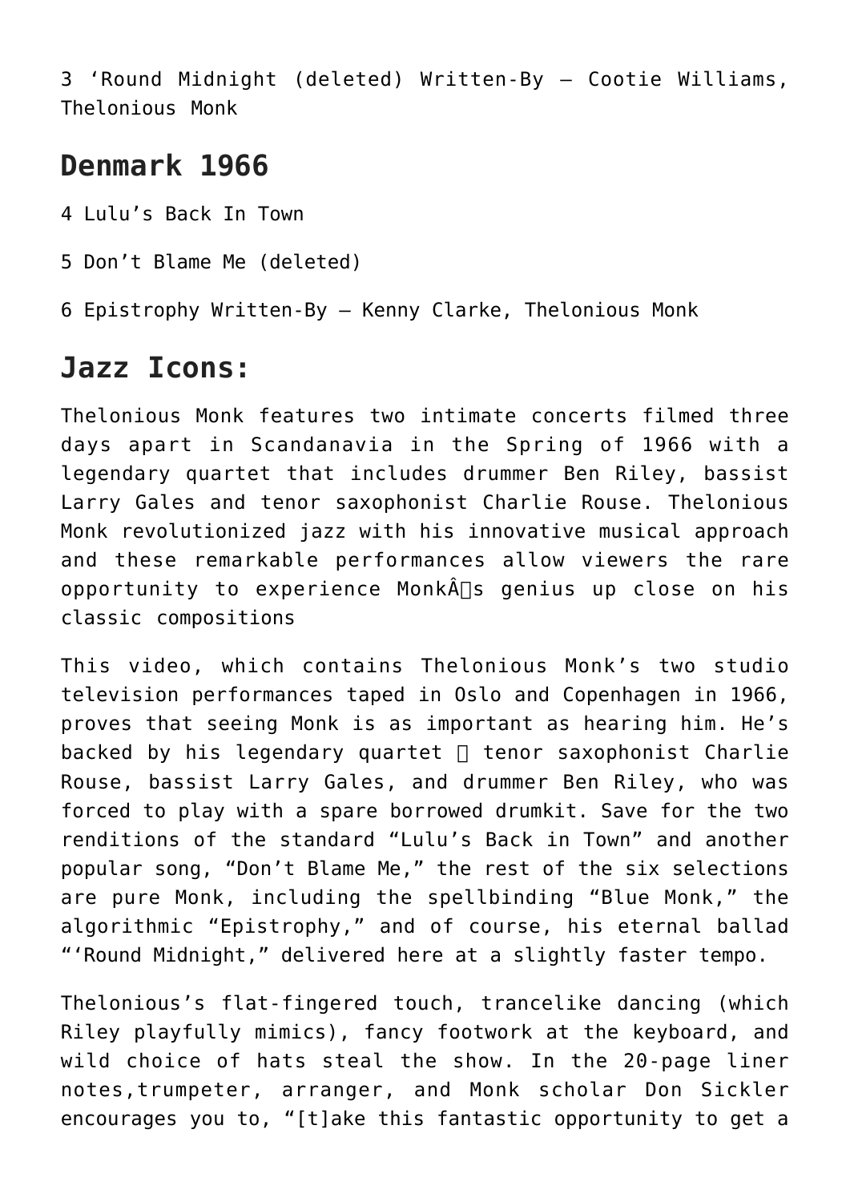3 ‘Round Midnight (deleted) Written-By – Cootie Williams, Thelonious Monk

## Denmark 1966

4 Lulu’s Back In Town

5 Don’t Blame Me (deleted)

6 Epistrophy Written-By – Kenny Clarke, Thelonious Monk

## Jazz Icons:

Thelonious Monk features two intimate concerts filmed three days apart in Scandanavia in the Spring of 1966 with a legendary quartet that includes drummer Ben Riley, bassist Larry Gales and tenor saxophonist Charlie Rouse. Thelonious Monk revolutionized jazz with his innovative musical approach and these remarkable performances allow viewers the rare opportunity to experience MonkÂs genius up close on his classic compositions

This video, which contains Thelonious Monk’s two studio television performances taped in Oslo and Copenhagen in 1966, proves that seeing Monk is as important as hearing him. He’s backed by his legendary quartet  tenor saxophonist Charlie Rouse, bassist Larry Gales, and drummer Ben Riley, who was forced to play with a spare borrowed drumkit. Save for the two renditions of the standard “Lulu’s Back in Town” and another popular song, “Don’t Blame Me,” the rest of the six selections are pure Monk, including the spellbinding “Blue Monk,” the algorithmic “Epistrophy,” and of course, his eternal ballad “‘Round Midnight,” delivered here at a slightly faster tempo.

Thelonious’s flat-fingered touch, trancelike dancing (which Riley playfully mimics), fancy footwork at the keyboard, and wild choice of hats steal the show. In the 20-page liner notes,trumpeter, arranger, and Monk scholar Don Sickler encourages you to, “[t]ake this fantastic opportunity to get a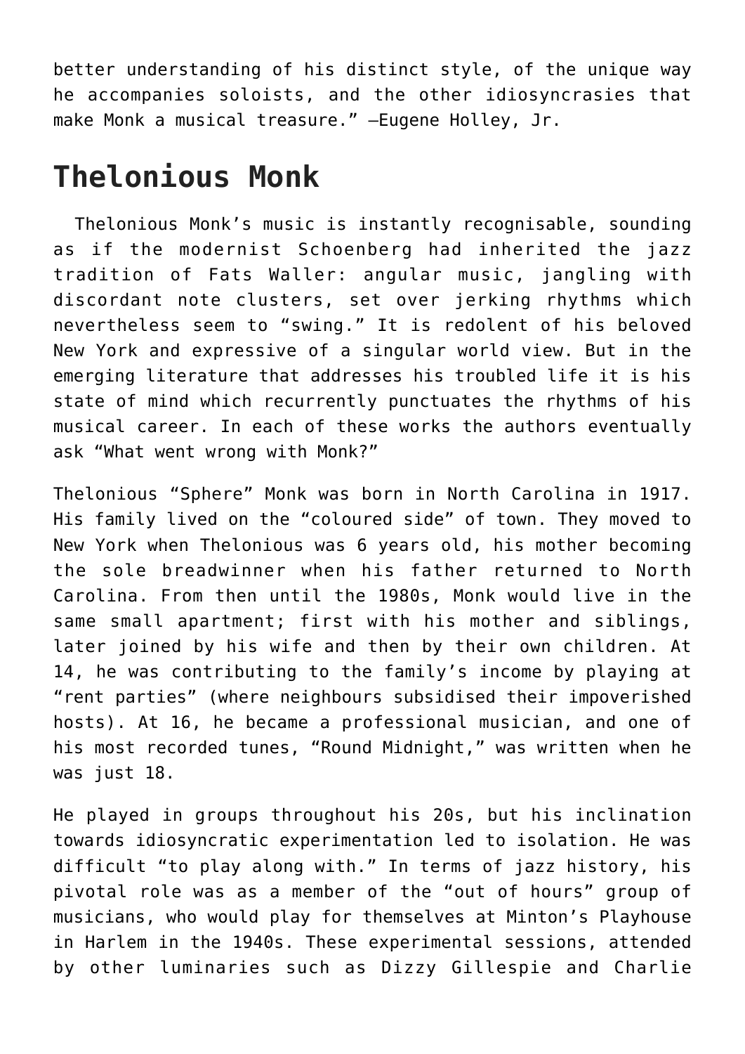better understanding of his distinct style, of the unique way he accompanies soloists, and the other idiosyncrasies that make Monk a musical treasure." —Eugene Holley, Jr.

## Thelonious Monk

Thelonious Monk's music is instantly recognisable, sounding as if the modernist Schoenberg had inherited the jazz tradition of Fats Waller: angular music, jangling with discordant note clusters, set over jerking rhythms which nevertheless seem to "swing." It is redolent of his beloved New York and expressive of a singular world view. But in the emerging literature that addresses his troubled life it is his state of mind which recurrently punctuates the rhythms of his musical career. In each of these works the authors eventually ask "What went wrong with Monk?"

Thelonious "Sphere" Monk was born in North Carolina in 1917. His family lived on the "coloured side" of town. They moved to New York when Thelonious was 6 years old, his mother becoming the sole breadwinner when his father returned to North Carolina. From then until the 1980s, Monk would live in the same small apartment; first with his mother and siblings, later joined by his wife and then by their own children. At 14, he was contributing to the family's income by playing at "rent parties" (where neighbours subsidised their impoverished hosts). At 16, he became a professional musician, and one of his most recorded tunes, "Round Midnight," was written when he was just 18.

He played in groups throughout his 20s, but his inclination towards idiosyncratic experimentation led to isolation. He was difficult "to play along with." In terms of jazz history, his pivotal role was as a member of the "out of hours" group of musicians, who would play for themselves at Minton's Playhouse in Harlem in the 1940s. These experimental sessions, attended by other luminaries such as Dizzy Gillespie and Charlie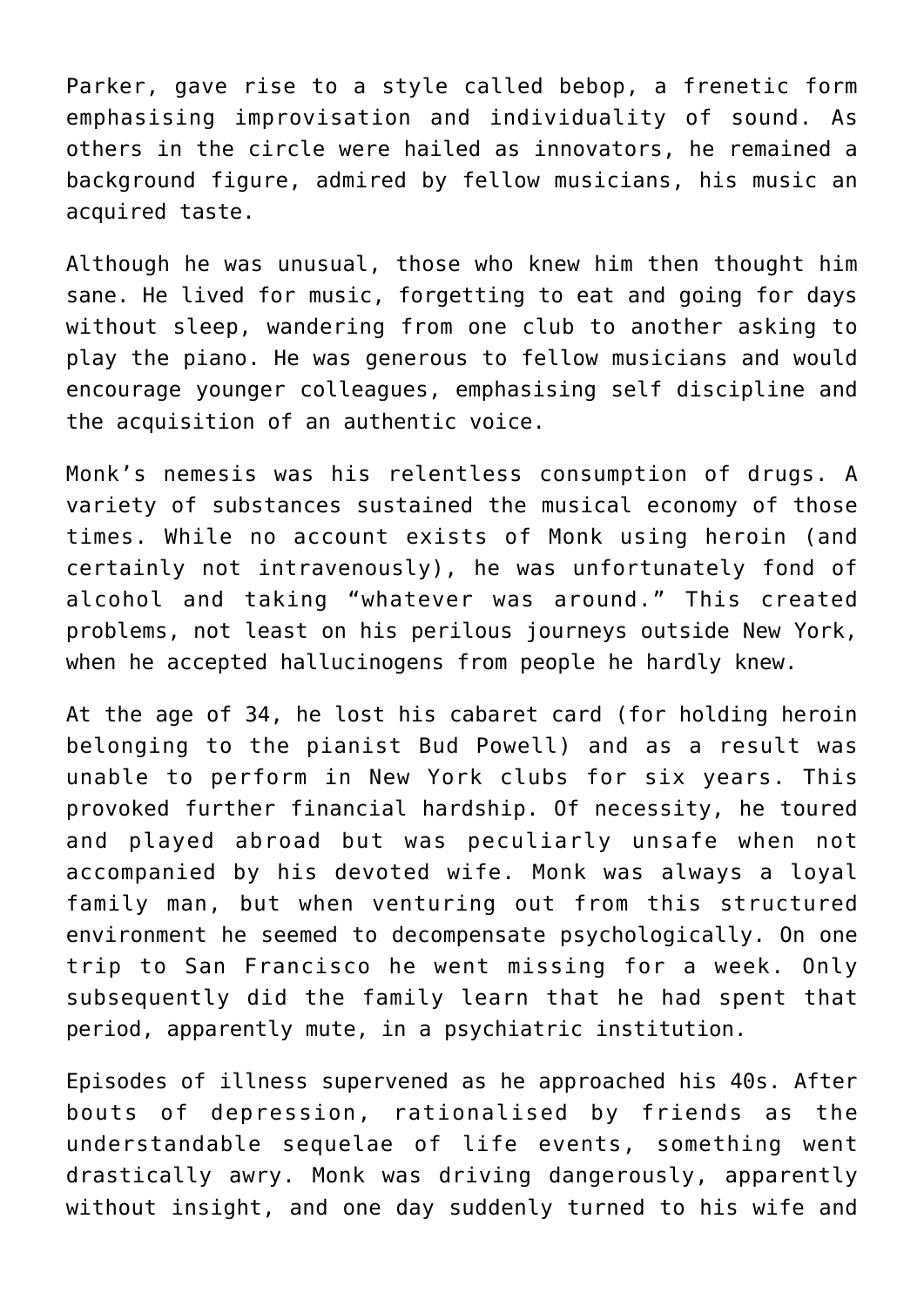Parker, gave rise to a style called bebop, a frenetic form emphasising improvisation and individuality of sound. As others in the circle were hailed as innovators, he remained a background figure, admired by fellow musicians, his music an acquired taste.

Although he was unusual, those who knew him then thought him sane. He lived for music, forgetting to eat and going for days without sleep, wandering from one club to another asking to play the piano. He was generous to fellow musicians and would encourage younger colleagues, emphasising self discipline and the acquisition of an authentic voice.

Monk's nemesis was his relentless consumption of drugs. A variety of substances sustained the musical economy of those times. While no account exists of Monk using heroin (and certainly not intravenously), he was unfortunately fond of alcohol and taking "whatever was around." This created problems, not least on his perilous journeys outside New York, when he accepted hallucinogens from people he hardly knew.

At the age of 34, he lost his cabaret card (for holding heroin belonging to the pianist Bud Powell) and as a result was unable to perform in New York clubs for six years. This provoked further financial hardship. Of necessity, he toured and played abroad but was peculiarly unsafe when not accompanied by his devoted wife. Monk was always a loyal family man, but when venturing out from this structured environment he seemed to decompensate psychologically. On one trip to San Francisco he went missing for a week. Only subsequently did the family learn that he had spent that period, apparently mute, in a psychiatric institution.

Episodes of illness supervened as he approached his 40s. After bouts of depression, rationalised by friends as the understandable sequelae of life events, something went drastically awry. Monk was driving dangerously, apparently without insight, and one day suddenly turned to his wife and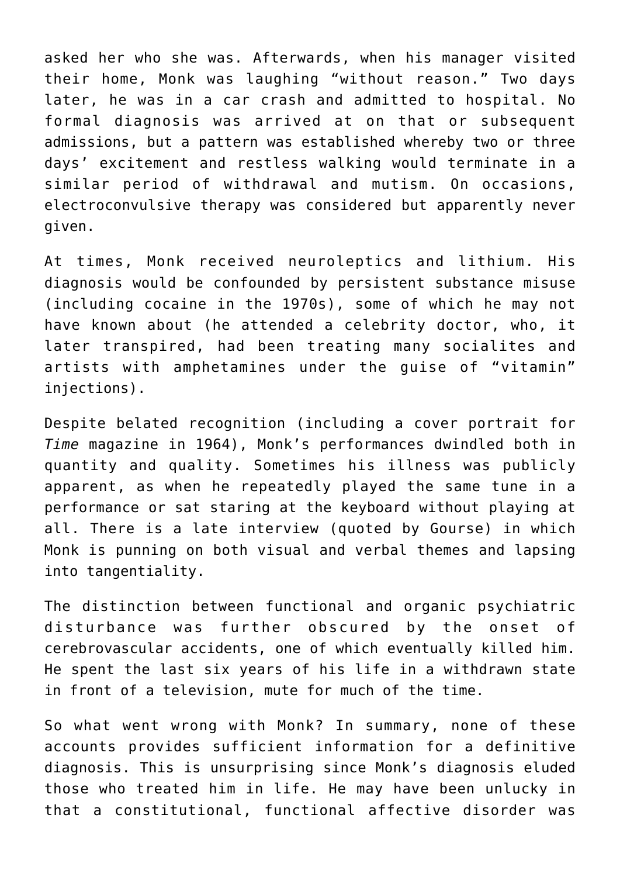asked her who she was. Afterwards, when his manager visited their home, Monk was laughing “without reason.” Two days later, he was in a car crash and admitted to hospital. No formal diagnosis was arrived at on that or subsequent admissions, but a pattern was established whereby two or three days’ excitement and restless walking would terminate in a similar period of withdrawal and mutism. On occasions, electroconvulsive therapy was considered but apparently never given.

At times, Monk received neuroleptics and lithium. His diagnosis would be confounded by persistent substance misuse (including cocaine in the 1970s), some of which he may not have known about (he attended a celebrity doctor, who, it later transpired, had been treating many socialites and artists with amphetamines under the guise of “vitamin” injections).

Despite belated recognition (including a cover portrait for *Time* magazine in 1964), Monk’s performances dwindled both in quantity and quality. Sometimes his illness was publicly apparent, as when he repeatedly played the same tune in a performance or sat staring at the keyboard without playing at all. There is a late interview (quoted by Gourse) in which Monk is punning on both visual and verbal themes and lapsing into tangentiality.

The distinction between functional and organic psychiatric disturbance was further obscured by the onset of cerebrovascular accidents, one of which eventually killed him. He spent the last six years of his life in a withdrawn state in front of a television, mute for much of the time.

So what went wrong with Monk? In summary, none of these accounts provides sufficient information for a definitive diagnosis. This is unsurprising since Monk’s diagnosis eluded those who treated him in life. He may have been unlucky in that a constitutional, functional affective disorder was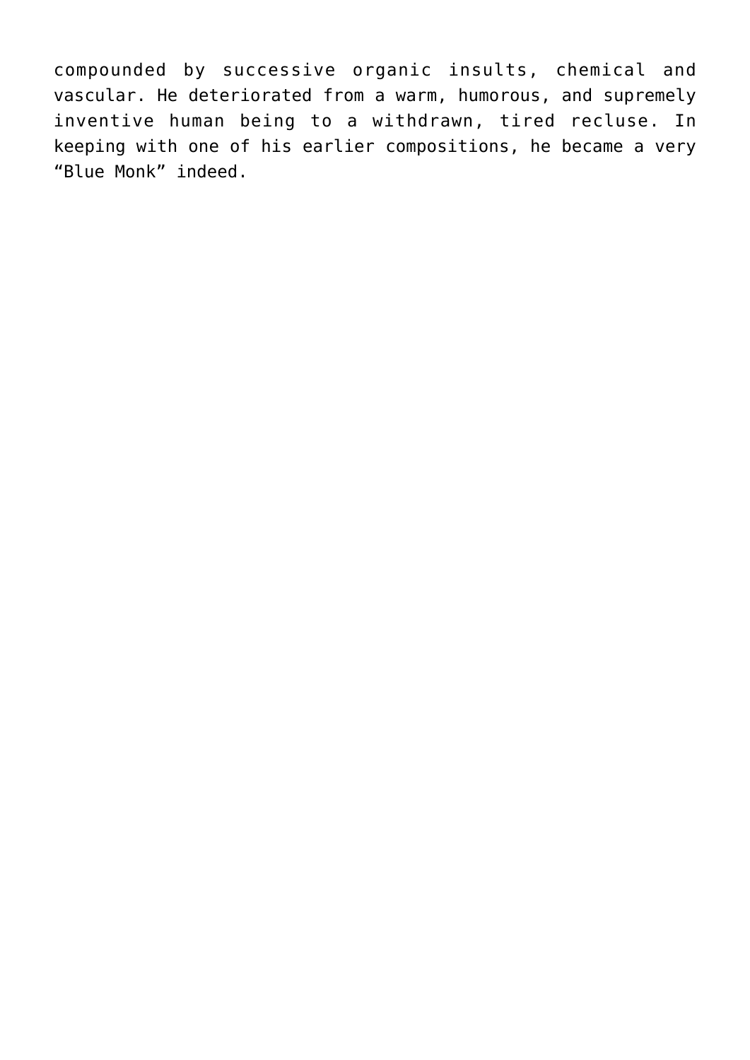compounded by successive organic insults, chemical and vascular. He deteriorated from a warm, humorous, and supremely inventive human being to a withdrawn, tired recluse. In keeping with one of his earlier compositions, he became a very "Blue Monk" indeed.